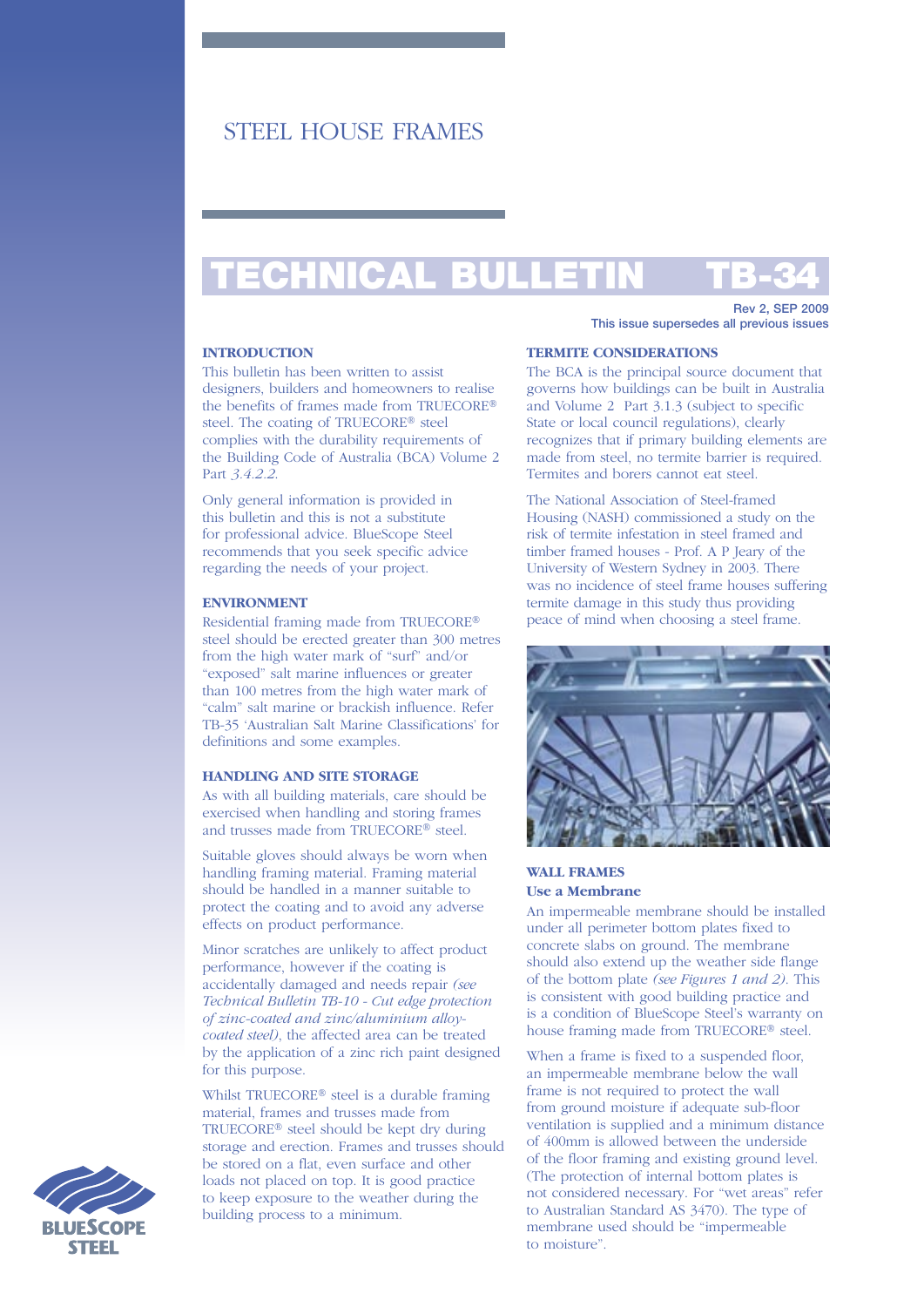# STEEL HOUSE FRAMES

# TECHNICAL BULLETIN TB-34

**Rev 2, SEP 2009**
**This issue supersedes all previous issues**

## INTRODUCTION

This bulletin has been written to assist designers, builders and homeowners to realise the benefits of frames made from TRUECORE® steel. The coating of TRUECORE® steel complies with the durability requirements of the Building Code of Australia (BCA) Volume 2 Part *3.4.2.2*.

Only general information is provided in this bulletin and this is not a substitute for professional advice. BlueScope Steel recommends that you seek specific advice regarding the needs of your project.

## ENVIRONMENT

Residential framing made from TRUECORE® steel should be erected greater than 300 metres from the high water mark of "surf" and/or "exposed" salt marine influences or greater than 100 metres from the high water mark of "calm" salt marine or brackish influence. Refer TB-35 'Australian Salt Marine Classifications' for definitions and some examples.

## HANDLING AND SITE STORAGE

As with all building materials, care should be exercised when handling and storing frames and trusses made from TRUECORE® steel.

Suitable gloves should always be worn when handling framing material. Framing material should be handled in a manner suitable to protect the coating and to avoid any adverse effects on product performance.

Minor scratches are unlikely to affect product performance, however if the coating is accidentally damaged and needs repair *(see Technical Bulletin TB-10 - Cut edge protection of zinc-coated and zinc/aluminium alloy-coated steel)*, the affected area can be treated by the application of a zinc rich paint designed for this purpose.

Whilst TRUECORE® steel is a durable framing material, frames and trusses made from TRUECORE® steel should be kept dry during storage and erection. Frames and trusses should be stored on a flat, even surface and other loads not placed on top. It is good practice to keep exposure to the weather during the building process to a minimum.

## TERMITE CONSIDERATIONS

The BCA is the principal source document that governs how buildings can be built in Australia and Volume 2 Part 3.1.3 (subject to specific State or local council regulations), clearly recognizes that if primary building elements are made from steel, no termite barrier is required. Termites and borers cannot eat steel.

The National Association of Steel-framed Housing (NASH) commissioned a study on the risk of termite infestation in steel framed and timber framed houses - Prof. A P Jeary of the University of Western Sydney in 2003. There was no incidence of steel frame houses suffering termite damage in this study thus providing peace of mind when choosing a steel frame.

## WALL FRAMES

### Use a Membrane

An impermeable membrane should be installed under all perimeter bottom plates fixed to concrete slabs on ground. The membrane should also extend up the weather side flange of the bottom plate *(see Figures 1 and 2)*. This is consistent with good building practice and is a condition of BlueScope Steel's warranty on house framing made from TRUECORE® steel.

When a frame is fixed to a suspended floor, an impermeable membrane below the wall frame is not required to protect the wall from ground moisture if adequate sub-floor ventilation is supplied and a minimum distance of 400mm is allowed between the underside of the floor framing and existing ground level. (The protection of internal bottom plates is not considered necessary. For "wet areas" refer to Australian Standard AS 3470). The type of membrane used should be "impermeable to moisture".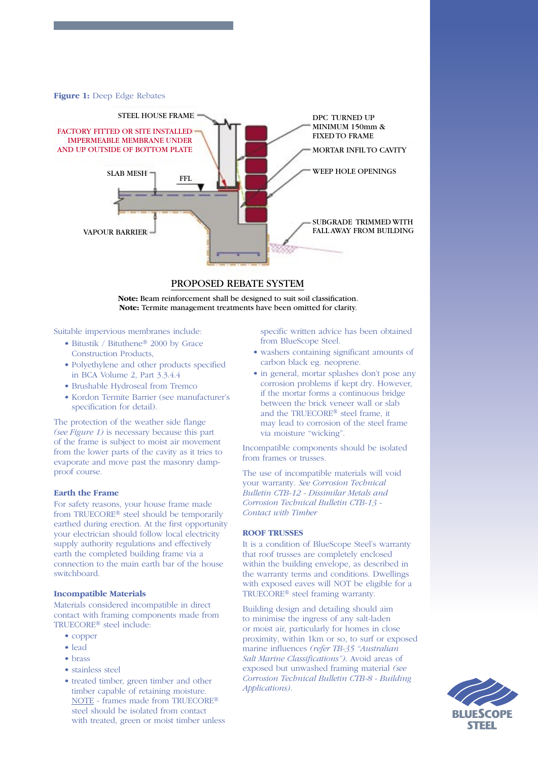**Figure 1:** Deep Edge Rebates

STEEL HOUSE FRAME

FACTORY FITTED OR SITE INSTALLED IMPERMEABLE MEMBRANE UNDER AND UP OUTSIDE OF BOTTOM PLATE

SLAB MESH

FFL

VAPOUR BARRIER

DPC TURNED UP MINIMUM 150mm & FIXED TO FRAME

MORTAR INFIL TO CAVITY

WEEP HOLE OPENINGS

SUBGRADE TRIMMED WITH FALL AWAY FROM BUILDING

PROPOSED REBATE SYSTEM

**Note:** Beam reinforcement shall be designed to suit soil classification.
**Note:** Termite management treatments have been omitted for clarity.

Suitable impervious membranes include:

- Bitustik / Bituthene® 2000 by Grace Construction Products,
- Polyethylene and other products specified in BCA Volume 2, Part 3.3.4.4
- Brushable Hydroseal from Tremco
- Kordon Termite Barrier (see manufacturer's specification for detail).

The protection of the weather side flange *(see Figure 1)* is necessary because this part of the frame is subject to moist air movement from the lower parts of the cavity as it tries to evaporate and move past the masonry damp-proof course.

### Earth the Frame

For safety reasons, your house frame made from TRUECORE® steel should be temporarily earthed during erection. At the first opportunity your electrician should follow local electricity supply authority regulations and effectively earth the completed building frame via a connection to the main earth bar of the house switchboard.

### Incompatible Materials

Materials considered incompatible in direct contact with framing components made from TRUECORE® steel include:

- copper
- lead
- brass
- stainless steel
- treated timber, green timber and other timber capable of retaining moisture. NOTE - frames made from TRUECORE® steel should be isolated from contact with treated, green or moist timber unless specific written advice has been obtained from BlueScope Steel.
- washers containing significant amounts of carbon black eg. neoprene.
- in general, mortar splashes don't pose any corrosion problems if kept dry. However, if the mortar forms a continuous bridge between the brick veneer wall or slab and the TRUECORE® steel frame, it may lead to corrosion of the steel frame via moisture "wicking".

Incompatible components should be isolated from frames or trusses.

The use of incompatible materials will void your warranty. *See Corrosion Technical Bulletin CTB-12 - Dissimilar Metals and Corrosion Technical Bulletin CTB-13 - Contact with Timber*

### ROOF TRUSSES

It is a condition of BlueScope Steel's warranty that roof trusses are completely enclosed within the building envelope, as described in the warranty terms and conditions. Dwellings with exposed eaves will NOT be eligible for a TRUECORE® steel framing warranty.

Building design and detailing should aim to minimise the ingress of any salt-laden or moist air, particularly for homes in close proximity, within 1km or so, to surf or exposed marine influences *(refer TB-35 "Australian Salt Marine Classifications")*. Avoid areas of exposed but unwashed framing material *(see Corrosion Technical Bulletin CTB-8 - Building Applications)*.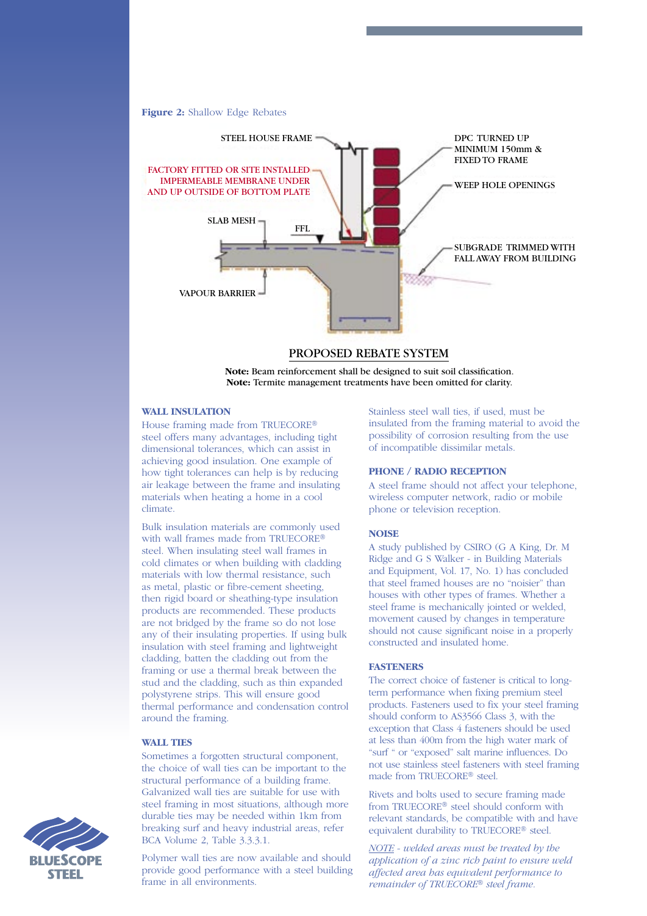**Figure 2:** Shallow Edge Rebates

STEEL HOUSE FRAME

FACTORY FITTED OR SITE INSTALLED IMPERMEABLE MEMBRANE UNDER AND UP OUTSIDE OF BOTTOM PLATE

SLAB MESH

FFL

VAPOUR BARRIER

DPC TURNED UP MINIMUM 150mm & FIXED TO FRAME

WEEP HOLE OPENINGS

SUBGRADE TRIMMED WITH FALL AWAY FROM BUILDING

PROPOSED REBATE SYSTEM

**Note:** Beam reinforcement shall be designed to suit soil classification.
**Note:** Termite management treatments have been omitted for clarity.

## WALL INSULATION

House framing made from TRUECORE® steel offers many advantages, including tight dimensional tolerances, which can assist in achieving good insulation. One example of how tight tolerances can help is by reducing air leakage between the frame and insulating materials when heating a home in a cool climate.

Bulk insulation materials are commonly used with wall frames made from TRUECORE® steel. When insulating steel wall frames in cold climates or when building with cladding materials with low thermal resistance, such as metal, plastic or fibre-cement sheeting, then rigid board or sheathing-type insulation products are recommended. These products are not bridged by the frame so do not lose any of their insulating properties. If using bulk insulation with steel framing and lightweight cladding, batten the cladding out from the framing or use a thermal break between the stud and the cladding, such as thin expanded polystyrene strips. This will ensure good thermal performance and condensation control around the framing.

## WALL TIES

Sometimes a forgotten structural component, the choice of wall ties can be important to the structural performance of a building frame. Galvanized wall ties are suitable for use with steel framing in most situations, although more durable ties may be needed within 1km from breaking surf and heavy industrial areas, refer BCA Volume 2, Table 3.3.3.1.

Polymer wall ties are now available and should provide good performance with a steel building frame in all environments.

Stainless steel wall ties, if used, must be insulated from the framing material to avoid the possibility of corrosion resulting from the use of incompatible dissimilar metals.

## PHONE / RADIO RECEPTION

A steel frame should not affect your telephone, wireless computer network, radio or mobile phone or television reception.

## NOISE

A study published by CSIRO (G A King, Dr. M Ridge and G S Walker - in Building Materials and Equipment, Vol. 17, No. 1) has concluded that steel framed houses are no "noisier" than houses with other types of frames. Whether a steel frame is mechanically jointed or welded, movement caused by changes in temperature should not cause significant noise in a properly constructed and insulated home.

## FASTENERS

The correct choice of fastener is critical to long-term performance when fixing premium steel products. Fasteners used to fix your steel framing should conform to AS3566 Class 3, with the exception that Class 4 fasteners should be used at less than 400m from the high water mark of "surf " or "exposed" salt marine influences. Do not use stainless steel fasteners with steel framing made from TRUECORE® steel.

Rivets and bolts used to secure framing made from TRUECORE® steel should conform with relevant standards, be compatible with and have equivalent durability to TRUECORE® steel.

*NOTE - welded areas must be treated by the application of a zinc rich paint to ensure weld affected area has equivalent performance to remainder of TRUECORE® steel frame.*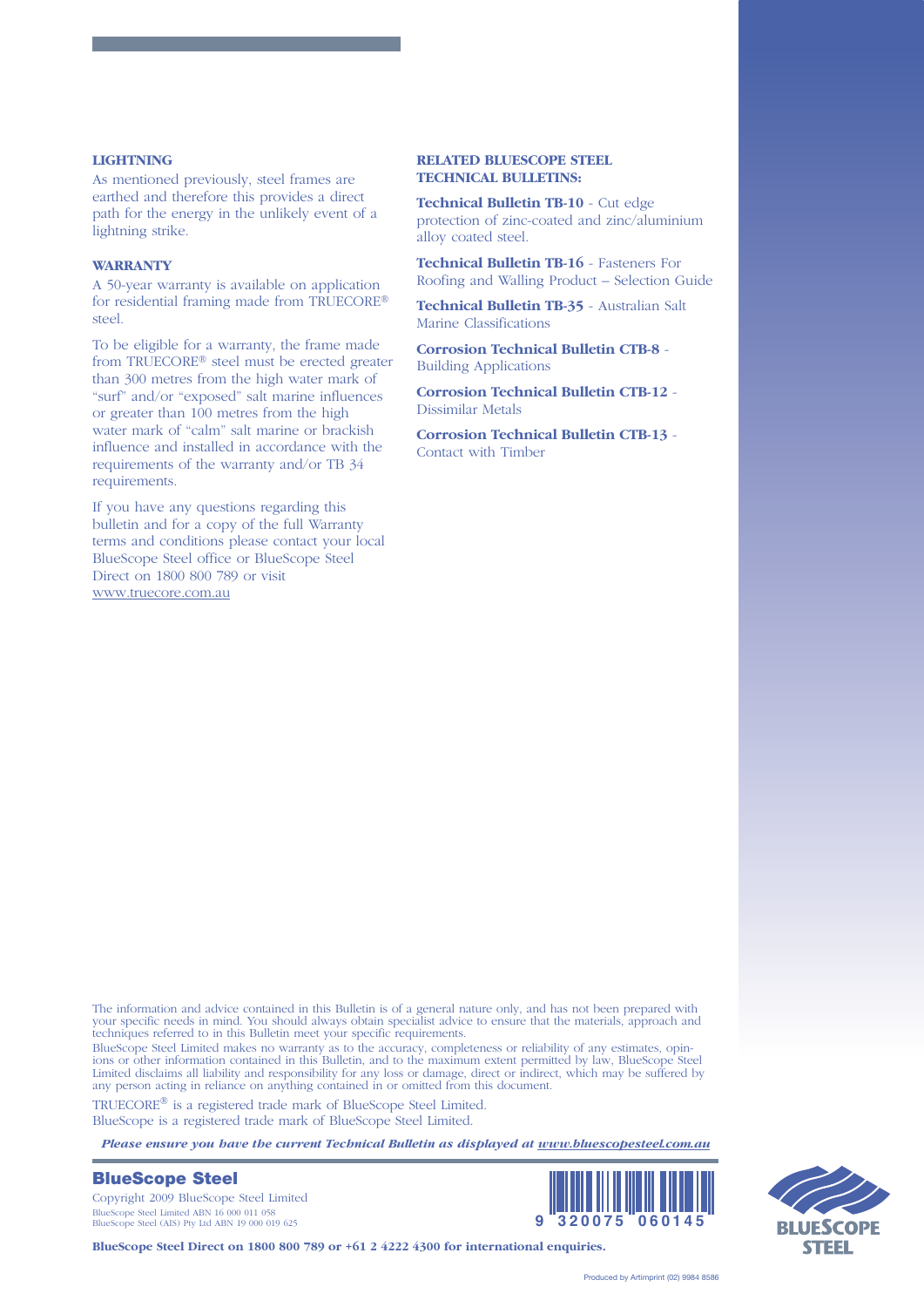## LIGHTNING

As mentioned previously, steel frames are earthed and therefore this provides a direct path for the energy in the unlikely event of a lightning strike.

## WARRANTY

A 50-year warranty is available on application for residential framing made from TRUECORE® steel.

To be eligible for a warranty, the frame made from TRUECORE® steel must be erected greater than 300 metres from the high water mark of "surf" and/or "exposed" salt marine influences or greater than 100 metres from the high water mark of "calm" salt marine or brackish influence and installed in accordance with the requirements of the warranty and/or TB 34 requirements.

If you have any questions regarding this bulletin and for a copy of the full Warranty terms and conditions please contact your local BlueScope Steel office or BlueScope Steel Direct on 1800 800 789 or visit www.truecore.com.au

## RELATED BLUESCOPE STEEL TECHNICAL BULLETINS:

**Technical Bulletin TB-10** - Cut edge protection of zinc-coated and zinc/aluminium alloy coated steel.

**Technical Bulletin TB-16** - Fasteners For Roofing and Walling Product – Selection Guide

**Technical Bulletin TB-35** - Australian Salt Marine Classifications

**Corrosion Technical Bulletin CTB-8** - Building Applications

**Corrosion Technical Bulletin CTB-12** - Dissimilar Metals

**Corrosion Technical Bulletin CTB-13** - Contact with Timber

The information and advice contained in this Bulletin is of a general nature only, and has not been prepared with your specific needs in mind. You should always obtain specialist advice to ensure that the materials, approach and techniques referred to in this Bulletin meet your specific requirements.
BlueScope Steel Limited makes no warranty as to the accuracy, completeness or reliability of any estimates, opinions or other information contained in this Bulletin, and to the maximum extent permitted by law, BlueScope Steel Limited disclaims all liability and responsibility for any loss or damage, direct or indirect, which may be suffered by any person acting in reliance on anything contained in or omitted from this document.

TRUECORE® is a registered trade mark of BlueScope Steel Limited.
BlueScope is a registered trade mark of BlueScope Steel Limited.

***Please ensure you have the current Technical Bulletin as displayed at www.bluescopesteel.com.au***

**BlueScope Steel**

Copyright 2009 BlueScope Steel Limited
BlueScope Steel Limited ABN 16 000 011 058
BlueScope Steel (AIS) Pty Ltd ABN 19 000 019 625

9 320075 060145

BLUESCOPE STEEL

**BlueScope Steel Direct on 1800 800 789 or +61 2 4222 4300 for international enquiries.**

Produced by Artimprint (02) 9984 8586